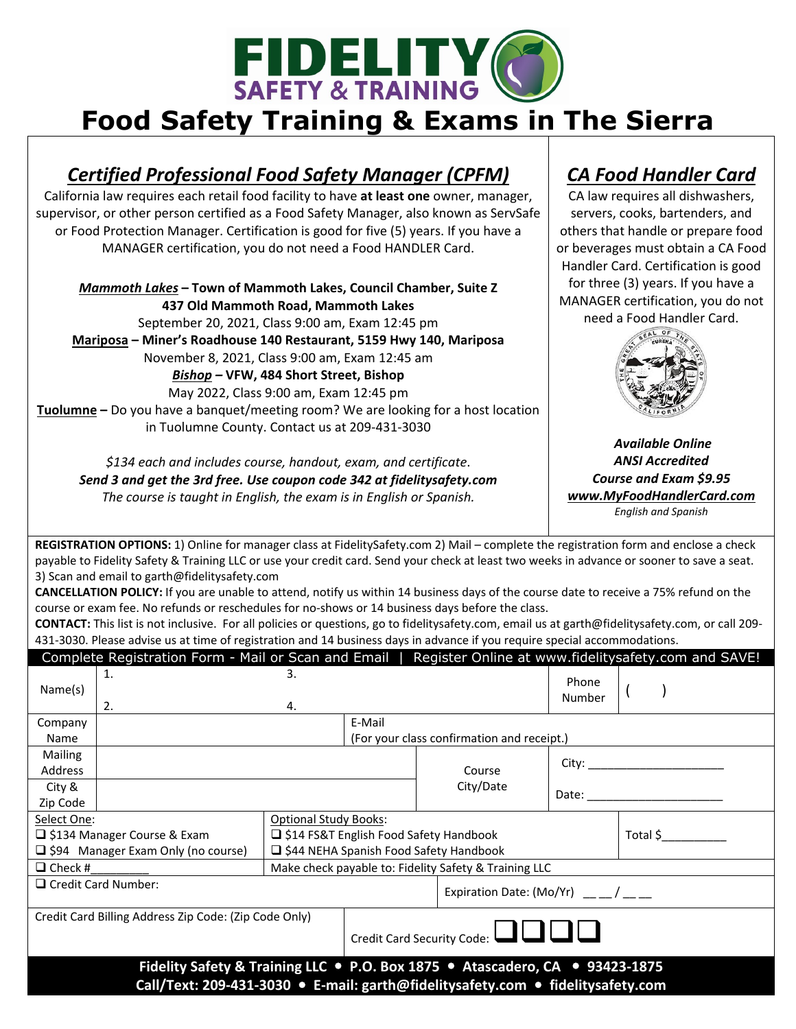# Food Safety Training & Exams in The Sierra

## *Certified Professional Food Safety Manager (CPFM)*

California law requires each retail food facility to have **at least one** owner, manager, supervisor, or other person certified as a Food Safety Manager, also known as ServSafe or Food Protection Manager. Certification is good for five (5) years. If you have a MANAGER certification, you do not need a Food HANDLER Card.

***Mammoth Lakes*** **– Town of Mammoth Lakes, Council Chamber, Suite Z**
**437 Old Mammoth Road, Mammoth Lakes**
September 20, 2021, Class 9:00 am, Exam 12:45 pm

**Mariposa – Miner's Roadhouse 140 Restaurant, 5159 Hwy 140, Mariposa**
November 8, 2021, Class 9:00 am, Exam 12:45 am

***Bishop*** **– VFW, 484 Short Street, Bishop**
May 2022, Class 9:00 am, Exam 12:45 pm

**Tuolumne –** Do you have a banquet/meeting room? We are looking for a host location in Tuolumne County. Contact us at 209-431-3030

*$134 each and includes course, handout, exam, and certificate.*
***Send 3 and get the 3rd free. Use coupon code 342 at fidelitysafety.com***
*The course is taught in English, the exam is in English or Spanish.*

## *CA Food Handler Card*

CA law requires all dishwashers, servers, cooks, bartenders, and others that handle or prepare food or beverages must obtain a CA Food Handler Card. Certification is good for three (3) years. If you have a MANAGER certification, you do not need a Food Handler Card.

***Available Online***
***ANSI Accredited***
***Course and Exam $9.95***
***www.MyFoodHandlerCard.com***
*English and Spanish*

**REGISTRATION OPTIONS:** 1) Online for manager class at FidelitySafety.com 2) Mail – complete the registration form and enclose a check payable to Fidelity Safety & Training LLC or use your credit card. Send your check at least two weeks in advance or sooner to save a seat. 3) Scan and email to garth@fidelitysafety.com

**CANCELLATION POLICY:** If you are unable to attend, notify us within 14 business days of the course date to receive a 75% refund on the course or exam fee. No refunds or reschedules for no-shows or 14 business days before the class.

**CONTACT:** This list is not inclusive. For all policies or questions, go to fidelitysafety.com, email us at garth@fidelitysafety.com, or call 209-431-3030. Please advise us at time of registration and 14 business days in advance if you require special accommodations.

**Complete Registration Form - Mail or Scan and Email | Register Online at www.fidelitysafety.com and SAVE!**

| | | | |
|---|---|---|---|
| Name(s) | 1. 3. 2. 4. | Phone Number | ( ) |
| Company Name | | E-Mail (For your class confirmation and receipt.) | |
| Mailing Address | | Course City/Date | City: ____________________ |
| City & Zip Code | | | Date: ____________________ |

| | | |
|---|---|---|
| Select One: | Optional Study Books: | |
| ❑ $134 Manager Course & Exam | ❑ $14 FS&T English Food Safety Handbook | Total $__________ |
| ❑ $94 Manager Exam Only (no course) | ❑ $44 NEHA Spanish Food Safety Handbook | |
| ❑ Check #_________ | Make check payable to: Fidelity Safety & Training LLC | |
| ❑ Credit Card Number: | | Expiration Date: (Mo/Yr) __ __ / __ __ |
| Credit Card Billing Address Zip Code: (Zip Code Only) | Credit Card Security Code: ❑❑❑❑ | |

**Fidelity Safety & Training LLC • P.O. Box 1875 • Atascadero, CA • 93423-1875**
**Call/Text: 209-431-3030 • E-mail: garth@fidelitysafety.com • fidelitysafety.com**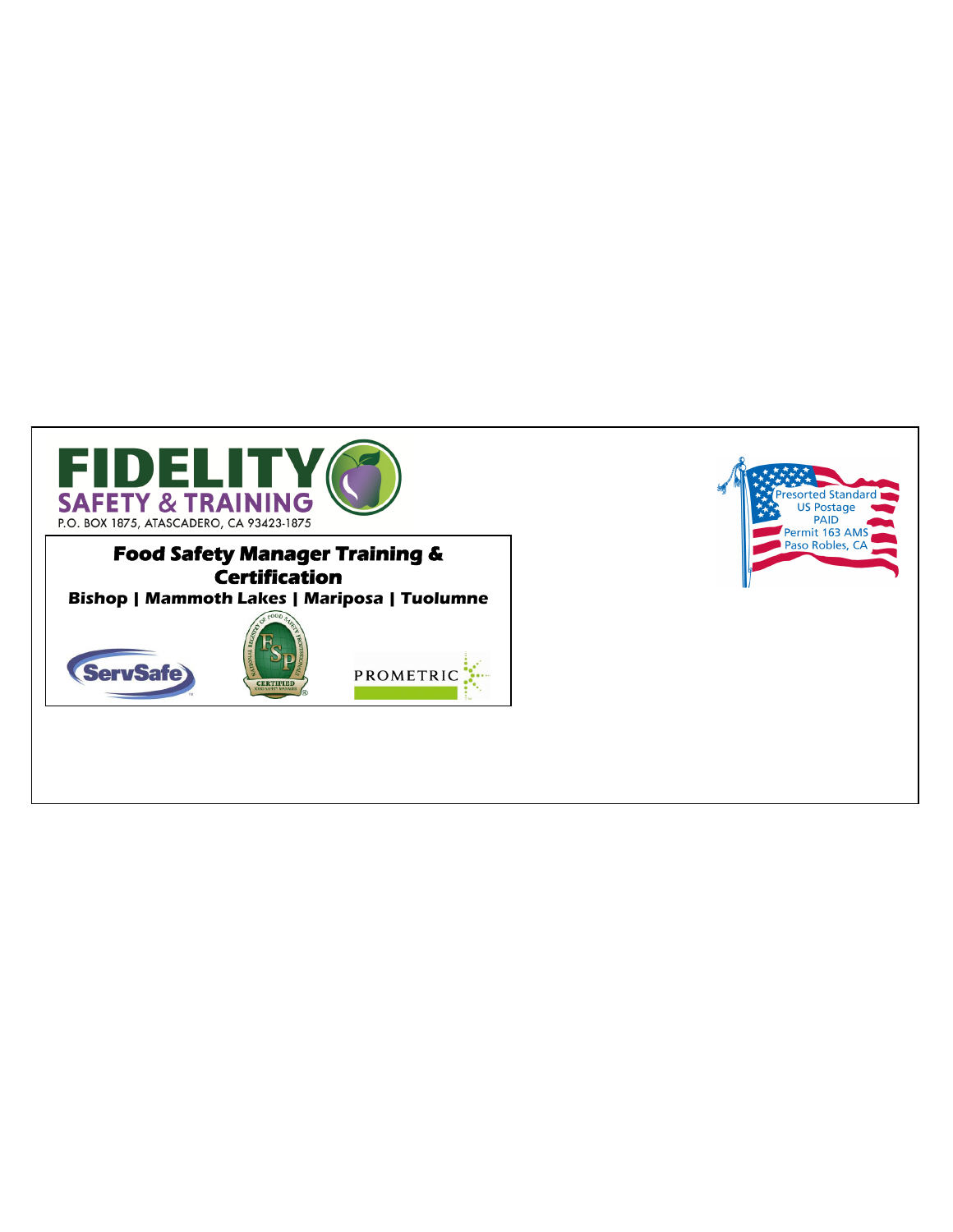**FIDELITY**

**SAFETY & TRAINING**

P.O. BOX 1875, ATASCADERO, CA 93423-1875

## Food Safety Manager Training & Certification

**Bishop | Mammoth Lakes | Mariposa | Tuolumne**

ServSafe

PROMETRIC

Presorted Standard
US Postage
PAID
Permit 163 AMS
Paso Robles, CA